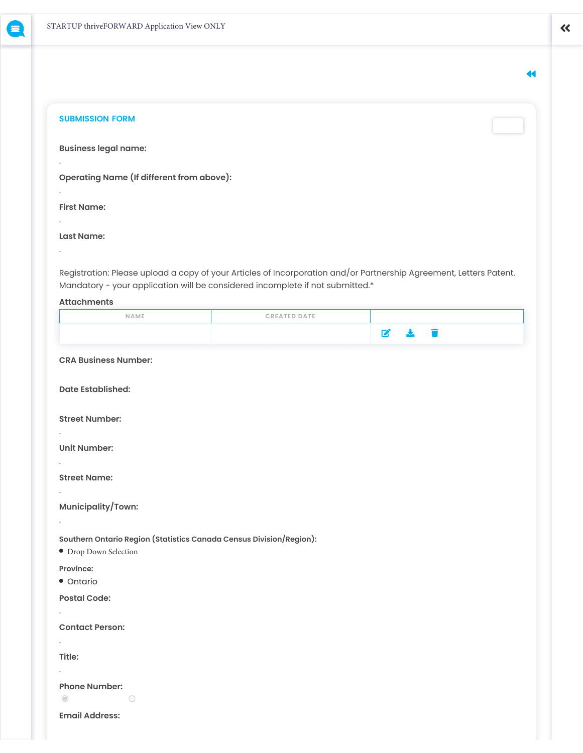STARTUP thriveFORWARD Application View ONLY

## SUBMISSION FORM

**Business legal name:**

.

**Operating Name (If different from above):**

.

**First Name:**

.

**Last Name:**

.

Registration: Please upload a copy of your Articles of Incorporation and/or Partnership Agreement, Letters Patent. Mandatory - your application will be considered incomplete if not submitted.*

**Attachments**

| NAME | CREATED DATE | |
|---|---|---|
| | | |

**CRA Business Number:**

**Date Established:**

**Street Number:**

.

**Unit Number:**

.

**Street Name:**

.

**Municipality/Town:**

.

**Southern Ontario Region (Statistics Canada Census Division/Region):**

- Drop Down Selection

**Province:**

- Ontario

**Postal Code:**

.

**Contact Person:**

.

**Title:**

.

**Phone Number:**

**Email Address:**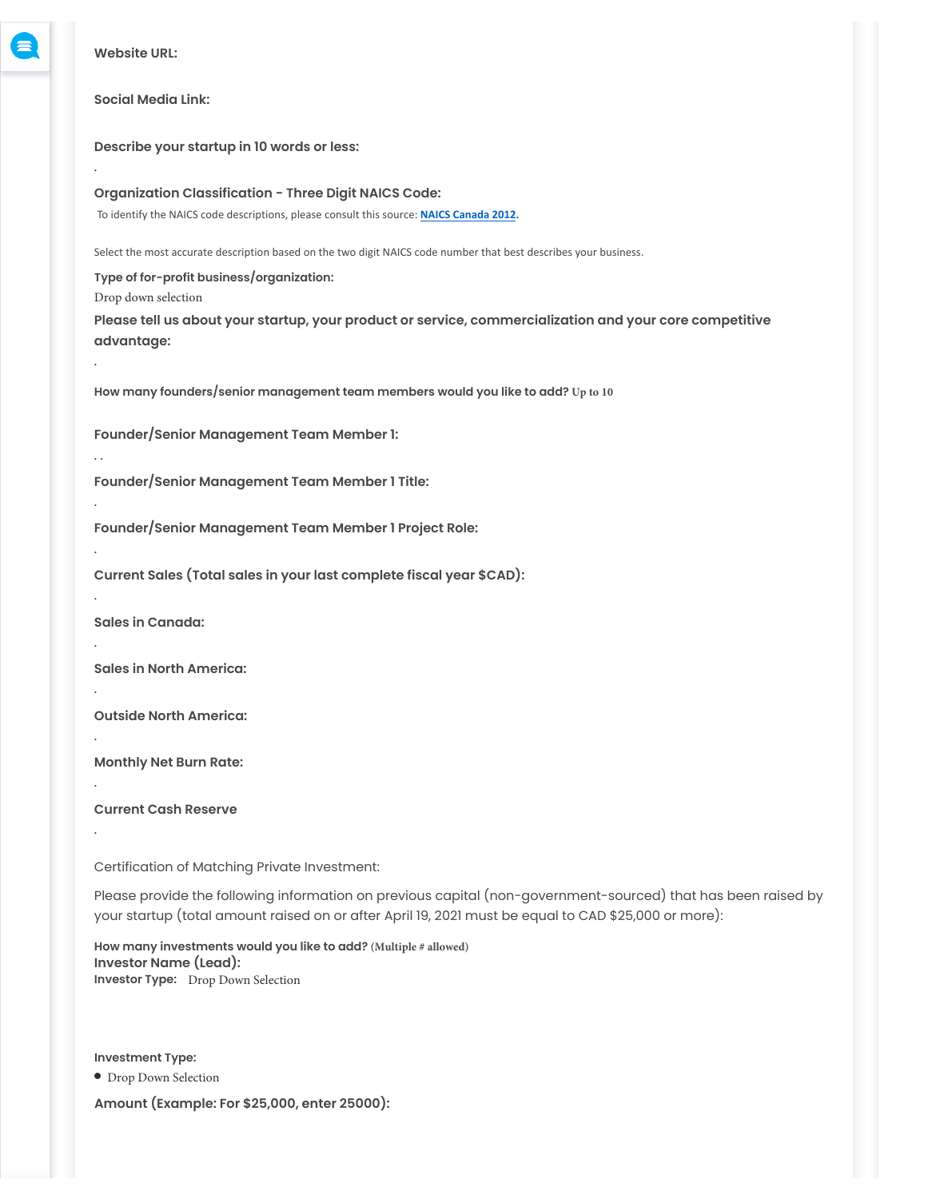**Website URL:**

**Social Media Link:**

**Describe your startup in 10 words or less:**

.

**Organization Classification - Three Digit NAICS Code:**

To identify the NAICS code descriptions, please consult this source: **NAICS Canada 2012.**

Select the most accurate description based on the two digit NAICS code number that best describes your business.

**Type of for-profit business/organization:**

Drop down selection

**Please tell us about your startup, your product or service, commercialization and your core competitive advantage:**

.

**How many founders/senior management team members would you like to add?** **Up to 10**

**Founder/Senior Management Team Member 1:**

. .

**Founder/Senior Management Team Member 1 Title:**

.

**Founder/Senior Management Team Member 1 Project Role:**

.

**Current Sales (Total sales in your last complete fiscal year $CAD):**

.

**Sales in Canada:**

.

**Sales in North America:**

.

**Outside North America:**

.

**Monthly Net Burn Rate:**

.

**Current Cash Reserve**

.

Certification of Matching Private Investment:

Please provide the following information on previous capital (non-government-sourced) that has been raised by your startup (total amount raised on or after April 19, 2021 must be equal to CAD $25,000 or more):

**How many investments would you like to add?** **(Multiple # allowed)**

**Investor Name (Lead):**

**Investor Type:** Drop Down Selection

**Investment Type:**

- Drop Down Selection

**Amount (Example: For $25,000, enter 25000):**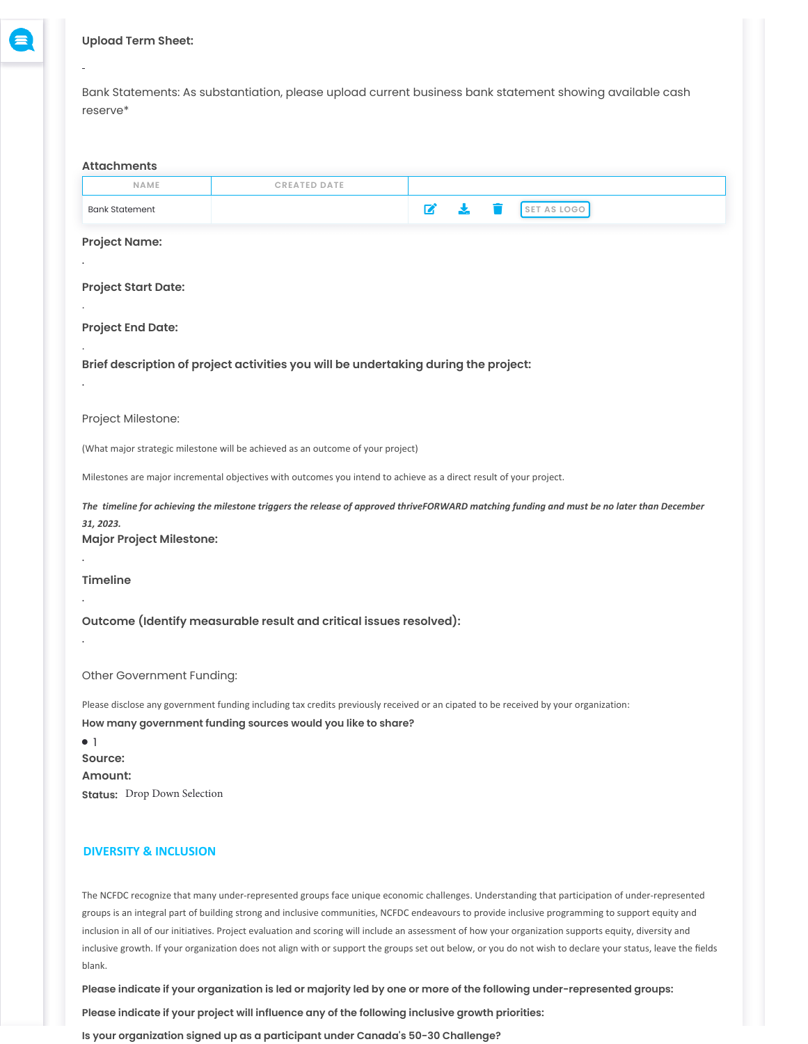**Upload Term Sheet:**

-

Bank Statements: As substantiation, please upload current business bank statement showing available cash reserve*

**Attachments**

| NAME | CREATED DATE | |
|---|---|---|
| Bank Statement | | SET AS LOGO |

**Project Name:**

.

**Project Start Date:**

.

**Project End Date:**

.

**Brief description of project activities you will be undertaking during the project:**

.

Project Milestone:

(What major strategic milestone will be achieved as an outcome of your project)

Milestones are major incremental objectives with outcomes you intend to achieve as a direct result of your project.

***The timeline for achieving the milestone triggers the release of approved thriveFORWARD matching funding and must be no later than December 31, 2023.***

**Major Project Milestone:**

.

**Timeline**

.

**Outcome (Identify measurable result and critical issues resolved):**

.

Other Government Funding:

Please disclose any government funding including tax credits previously received or an cipated to be received by your organization:

**How many government funding sources would you like to share?**

- 1

**Source:**

**Amount:**

**Status:** Drop Down Selection

## DIVERSITY & INCLUSION

The NCFDC recognize that many under-represented groups face unique economic challenges. Understanding that participation of under-represented groups is an integral part of building strong and inclusive communities, NCFDC endeavours to provide inclusive programming to support equity and inclusion in all of our initiatives. Project evaluation and scoring will include an assessment of how your organization supports equity, diversity and inclusive growth. If your organization does not align with or support the groups set out below, or you do not wish to declare your status, leave the fields blank.

**Please indicate if your organization is led or majority led by one or more of the following under-represented groups:**

**Please indicate if your project will influence any of the following inclusive growth priorities:**

**Is your organization signed up as a participant under Canada's 50-30 Challenge?**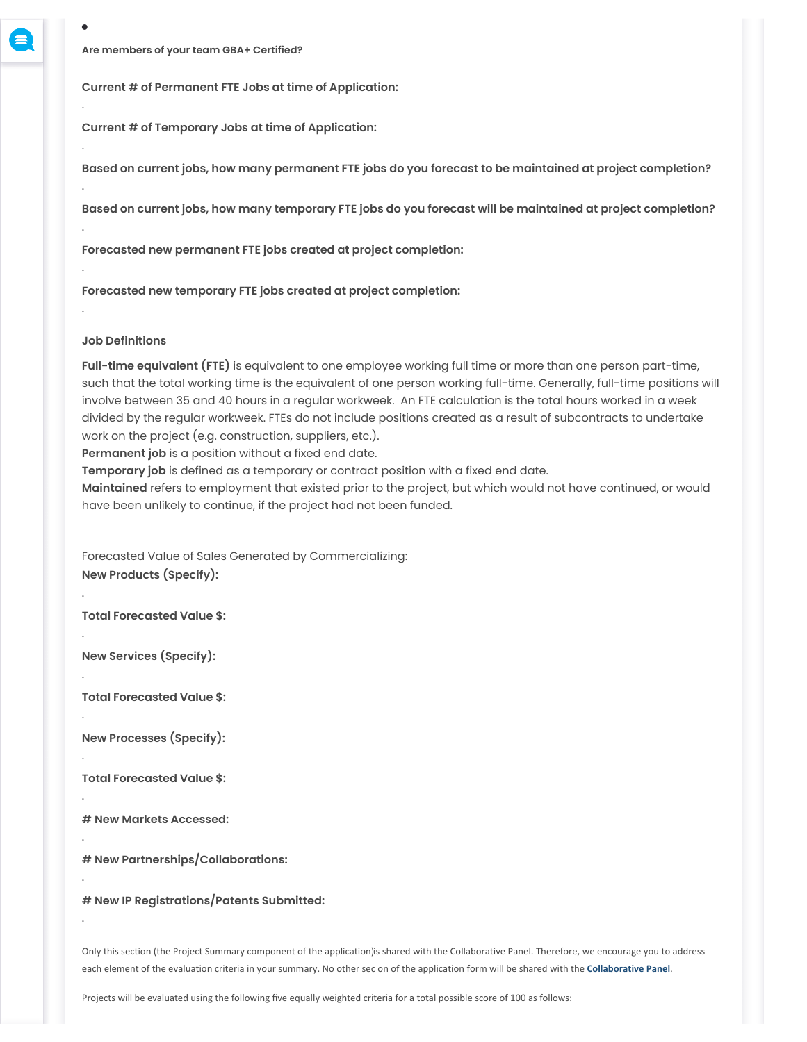**Are members of your team GBA+ Certified?**

**Current # of Permanent FTE Jobs at time of Application:**

.

**Current # of Temporary Jobs at time of Application:**

.

**Based on current jobs, how many permanent FTE jobs do you forecast to be maintained at project completion?**

.

**Based on current jobs, how many temporary FTE jobs do you forecast will be maintained at project completion?**

.

**Forecasted new permanent FTE jobs created at project completion:**

.

**Forecasted new temporary FTE jobs created at project completion:**

.

**Job Definitions**

**Full-time equivalent (FTE)** is equivalent to one employee working full time or more than one person part-time, such that the total working time is the equivalent of one person working full-time. Generally, full-time positions will involve between 35 and 40 hours in a regular workweek. An FTE calculation is the total hours worked in a week divided by the regular workweek. FTEs do not include positions created as a result of subcontracts to undertake work on the project (e.g. construction, suppliers, etc.).
**Permanent job** is a position without a fixed end date.
**Temporary job** is defined as a temporary or contract position with a fixed end date.
**Maintained** refers to employment that existed prior to the project, but which would not have continued, or would have been unlikely to continue, if the project had not been funded.

Forecasted Value of Sales Generated by Commercializing:

**New Products (Specify):**

.

**Total Forecasted Value $:**

.

**New Services (Specify):**

.

**Total Forecasted Value $:**

.

**New Processes (Specify):**

.

**Total Forecasted Value $:**

.

**# New Markets Accessed:**

.

**# New Partnerships/Collaborations:**

.

**# New IP Registrations/Patents Submitted:**

.

Only this section (the Project Summary component of the application)is shared with the Collaborative Panel. Therefore, we encourage you to address each element of the evaluation criteria in your summary. No other sec on of the application form will be shared with the **Collaborative Panel**.

Projects will be evaluated using the following five equally weighted criteria for a total possible score of 100 as follows: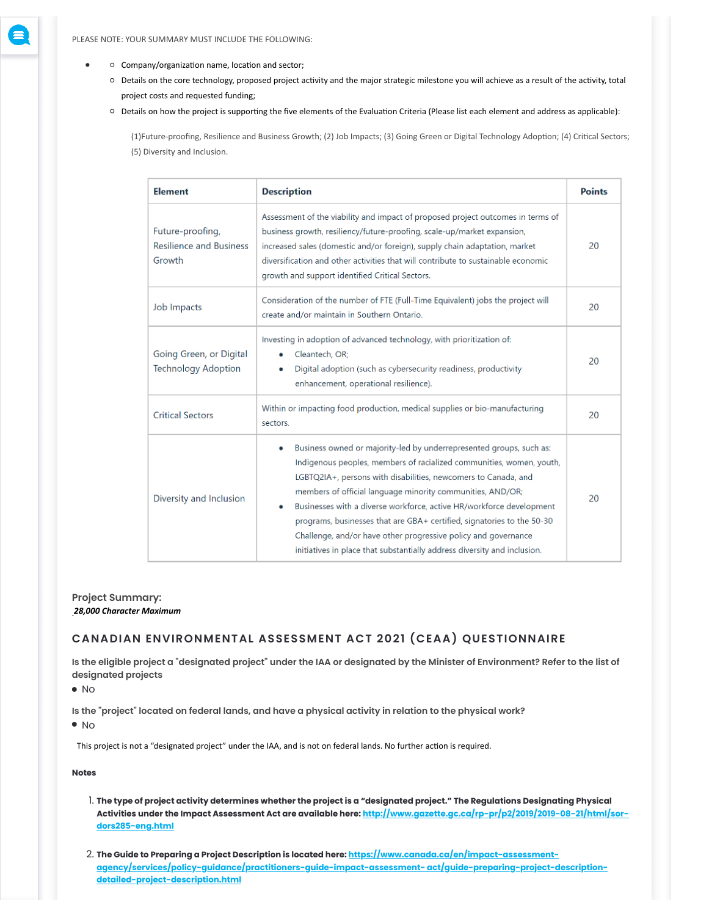PLEASE NOTE: YOUR SUMMARY MUST INCLUDE THE FOLLOWING:

- - Company/organization name, location and sector;
  - Details on the core technology, proposed project activity and the major strategic milestone you will achieve as a result of the activity, total project costs and requested funding;
  - Details on how the project is supporting the five elements of the Evaluation Criteria (Please list each element and address as applicable):

    (1)Future-proofing, Resilience and Business Growth; (2) Job Impacts; (3) Going Green or Digital Technology Adoption; (4) Critical Sectors; (5) Diversity and Inclusion.

| Element | Description | Points |
|---|---|---|
| Future-proofing, Resilience and Business Growth | Assessment of the viability and impact of proposed project outcomes in terms of business growth, resiliency/future-proofing, scale-up/market expansion, increased sales (domestic and/or foreign), supply chain adaptation, market diversification and other activities that will contribute to sustainable economic growth and support identified Critical Sectors. | 20 |
| Job Impacts | Consideration of the number of FTE (Full-Time Equivalent) jobs the project will create and/or maintain in Southern Ontario. | 20 |
| Going Green, or Digital Technology Adoption | Investing in adoption of advanced technology, with prioritization of: <br>• Cleantech, OR; <br>• Digital adoption (such as cybersecurity readiness, productivity enhancement, operational resilience). | 20 |
| Critical Sectors | Within or impacting food production, medical supplies or bio-manufacturing sectors. | 20 |
| Diversity and Inclusion | • Business owned or majority-led by underrepresented groups, such as: Indigenous peoples, members of racialized communities, women, youth, LGBTQ2IA+, persons with disabilities, newcomers to Canada, and members of official language minority communities, AND/OR; <br>• Businesses with a diverse workforce, active HR/workforce development programs, businesses that are GBA+ certified, signatories to the 50-30 Challenge, and/or have other progressive policy and governance initiatives in place that substantially address diversity and inclusion. | 20 |

**Project Summary:**

***28,000 Character Maximum***

## CANADIAN ENVIRONMENTAL ASSESSMENT ACT 2021 (CEAA) QUESTIONNAIRE

**Is the eligible project a "designated project" under the IAA or designated by the Minister of Environment? Refer to the list of designated projects**

- No

**Is the "project" located on federal lands, and have a physical activity in relation to the physical work?**

- No

This project is not a "designated project" under the IAA, and is not on federal lands. No further action is required.

**Notes**

1. **The type of project activity determines whether the project is a "designated project." The Regulations Designating Physical Activities under the Impact Assessment Act are available here: [http://www.gazette.gc.ca/rp-pr/p2/2019/2019-08-21/html/sor-dors285-eng.html](http://www.gazette.gc.ca/rp-pr/p2/2019/2019-08-21/html/sor-dors285-eng.html)**

2. **The Guide to Preparing a Project Description is located here: [https://www.canada.ca/en/impact-assessment-agency/services/policy-guidance/practitioners-guide-impact-assessment- act/guide-preparing-project-description-detailed-project-description.html](https://www.canada.ca/en/impact-assessment-agency/services/policy-guidance/practitioners-guide-impact-assessment-act/guide-preparing-project-description-detailed-project-description.html)**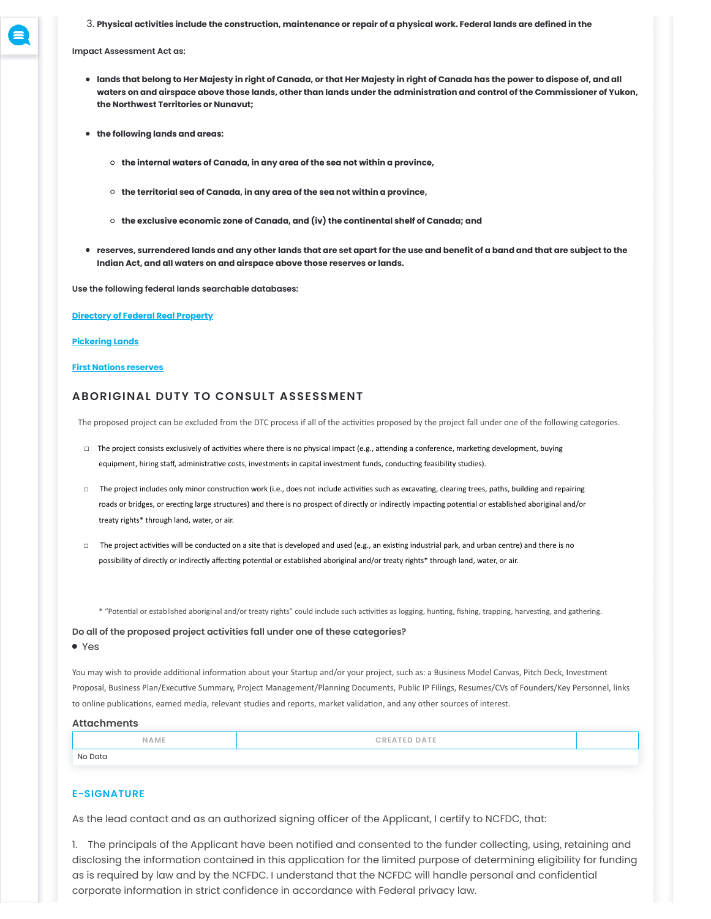3. **Physical activities include the construction, maintenance or repair of a physical work. Federal lands are defined in the**

**Impact Assessment Act as:**

- **lands that belong to Her Majesty in right of Canada, or that Her Majesty in right of Canada has the power to dispose of, and all waters on and airspace above those lands, other than lands under the administration and control of the Commissioner of Yukon, the Northwest Territories or Nunavut;**
- **the following lands and areas:**
  - **the internal waters of Canada, in any area of the sea not within a province,**
  - **the territorial sea of Canada, in any area of the sea not within a province,**
  - **the exclusive economic zone of Canada, and (iv) the continental shelf of Canada; and**
- **reserves, surrendered lands and any other lands that are set apart for the use and benefit of a band and that are subject to the Indian Act, and all waters on and airspace above those reserves or lands.**

**Use the following federal lands searchable databases:**

**Directory of Federal Real Property**

**Pickering Lands**

**First Nations reserves**

## ABORIGINAL DUTY TO CONSULT ASSESSMENT

The proposed project can be excluded from the DTC process if all of the activities proposed by the project fall under one of the following categories.

- ☐ The project consists exclusively of activities where there is no physical impact (e.g., attending a conference, marketing development, buying equipment, hiring staff, administrative costs, investments in capital investment funds, conducting feasibility studies).
- ☐ The project includes only minor construction work (i.e., does not include activities such as excavating, clearing trees, paths, building and repairing roads or bridges, or erecting large structures) and there is no prospect of directly or indirectly impacting potential or established aboriginal and/or treaty rights* through land, water, or air.
- ☐ The project activities will be conducted on a site that is developed and used (e.g., an existing industrial park, and urban centre) and there is no possibility of directly or indirectly affecting potential or established aboriginal and/or treaty rights* through land, water, or air.

\* "Potential or established aboriginal and/or treaty rights" could include such activities as logging, hunting, fishing, trapping, harvesting, and gathering.

**Do all of the proposed project activities fall under one of these categories?**

- Yes

You may wish to provide additional information about your Startup and/or your project, such as: a Business Model Canvas, Pitch Deck, Investment Proposal, Business Plan/Executive Summary, Project Management/Planning Documents, Public IP Filings, Resumes/CVs of Founders/Key Personnel, links to online publications, earned media, relevant studies and reports, market validation, and any other sources of interest.

### Attachments

| NAME | CREATED DATE | |
|---|---|---|
| No Data | | |

## E-SIGNATURE

As the lead contact and as an authorized signing officer of the Applicant, I certify to NCFDC, that:

1. The principals of the Applicant have been notified and consented to the funder collecting, using, retaining and disclosing the information contained in this application for the limited purpose of determining eligibility for funding as is required by law and by the NCFDC. I understand that the NCFDC will handle personal and confidential corporate information in strict confidence in accordance with Federal privacy law.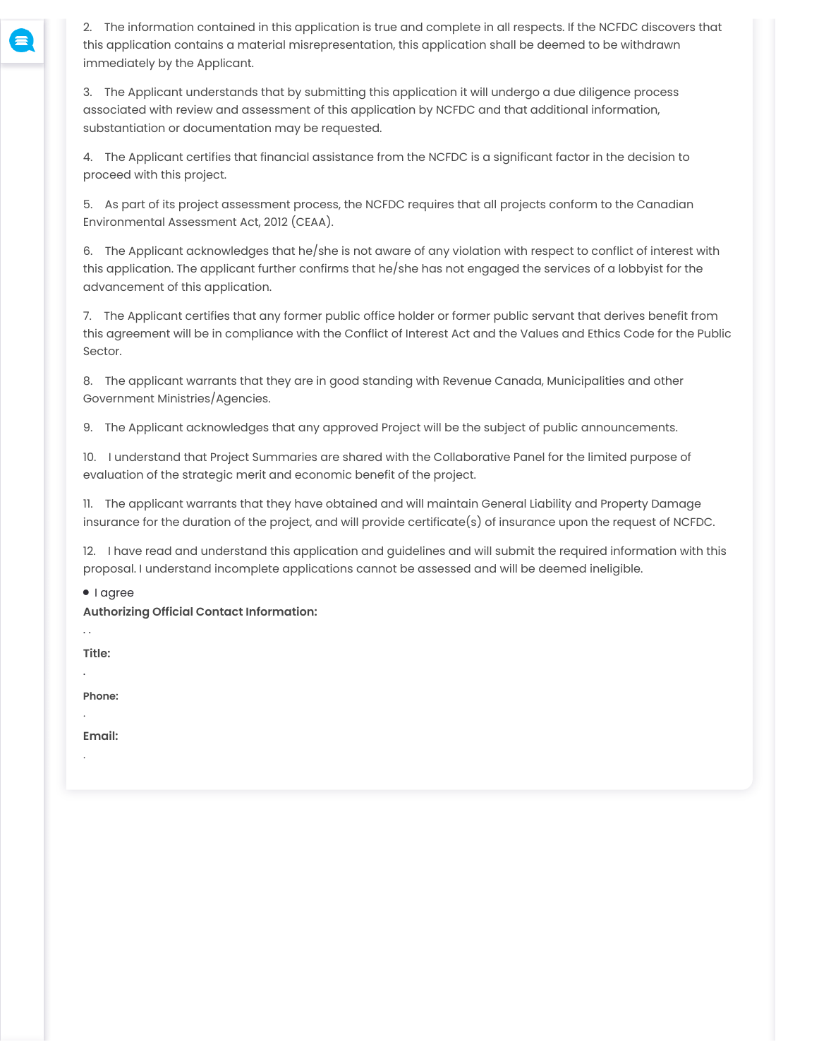2. The information contained in this application is true and complete in all respects. If the NCFDC discovers that this application contains a material misrepresentation, this application shall be deemed to be withdrawn immediately by the Applicant.

3. The Applicant understands that by submitting this application it will undergo a due diligence process associated with review and assessment of this application by NCFDC and that additional information, substantiation or documentation may be requested.

4. The Applicant certifies that financial assistance from the NCFDC is a significant factor in the decision to proceed with this project.

5. As part of its project assessment process, the NCFDC requires that all projects conform to the Canadian Environmental Assessment Act, 2012 (CEAA).

6. The Applicant acknowledges that he/she is not aware of any violation with respect to conflict of interest with this application. The applicant further confirms that he/she has not engaged the services of a lobbyist for the advancement of this application.

7. The Applicant certifies that any former public office holder or former public servant that derives benefit from this agreement will be in compliance with the Conflict of Interest Act and the Values and Ethics Code for the Public Sector.

8. The applicant warrants that they are in good standing with Revenue Canada, Municipalities and other Government Ministries/Agencies.

9. The Applicant acknowledges that any approved Project will be the subject of public announcements.

10. I understand that Project Summaries are shared with the Collaborative Panel for the limited purpose of evaluation of the strategic merit and economic benefit of the project.

11. The applicant warrants that they have obtained and will maintain General Liability and Property Damage insurance for the duration of the project, and will provide certificate(s) of insurance upon the request of NCFDC.

12. I have read and understand this application and guidelines and will submit the required information with this proposal. I understand incomplete applications cannot be assessed and will be deemed ineligible.

- I agree

**Authorizing Official Contact Information:**

. .

**Title:**

.

**Phone:**

.

**Email:**

.